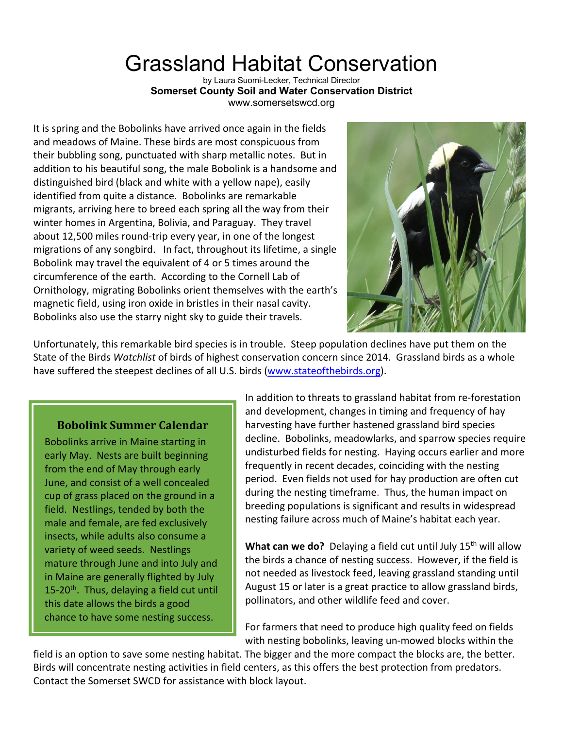# Grassland Habitat Conservation

by Laura Suomi-Lecker, Technical Director
**Somerset County Soil and Water Conservation District**
www.somersetswcd.org

It is spring and the Bobolinks have arrived once again in the fields and meadows of Maine. These birds are most conspicuous from their bubbling song, punctuated with sharp metallic notes. But in addition to his beautiful song, the male Bobolink is a handsome and distinguished bird (black and white with a yellow nape), easily identified from quite a distance. Bobolinks are remarkable migrants, arriving here to breed each spring all the way from their winter homes in Argentina, Bolivia, and Paraguay. They travel about 12,500 miles round-trip every year, in one of the longest migrations of any songbird. In fact, throughout its lifetime, a single Bobolink may travel the equivalent of 4 or 5 times around the circumference of the earth. According to the Cornell Lab of Ornithology, migrating Bobolinks orient themselves with the earth's magnetic field, using iron oxide in bristles in their nasal cavity. Bobolinks also use the starry night sky to guide their travels.

Unfortunately, this remarkable bird species is in trouble. Steep population declines have put them on the State of the Birds *Watchlist* of birds of highest conservation concern since 2014. Grassland birds as a whole have suffered the steepest declines of all U.S. birds (www.stateofthebirds.org).

### Bobolink Summer Calendar

Bobolinks arrive in Maine starting in early May. Nests are built beginning from the end of May through early June, and consist of a well concealed cup of grass placed on the ground in a field. Nestlings, tended by both the male and female, are fed exclusively insects, while adults also consume a variety of weed seeds. Nestlings mature through June and into July and in Maine are generally flighted by July 15-20th. Thus, delaying a field cut until this date allows the birds a good chance to have some nesting success.

In addition to threats to grassland habitat from re-forestation and development, changes in timing and frequency of hay harvesting have further hastened grassland bird species decline. Bobolinks, meadowlarks, and sparrow species require undisturbed fields for nesting. Haying occurs earlier and more frequently in recent decades, coinciding with the nesting period. Even fields not used for hay production are often cut during the nesting timeframe. Thus, the human impact on breeding populations is significant and results in widespread nesting failure across much of Maine's habitat each year.

**What can we do?** Delaying a field cut until July 15th will allow the birds a chance of nesting success. However, if the field is not needed as livestock feed, leaving grassland standing until August 15 or later is a great practice to allow grassland birds, pollinators, and other wildlife feed and cover.

For farmers that need to produce high quality feed on fields with nesting bobolinks, leaving un-mowed blocks within the field is an option to save some nesting habitat. The bigger and the more compact the blocks are, the better. Birds will concentrate nesting activities in field centers, as this offers the best protection from predators. Contact the Somerset SWCD for assistance with block layout.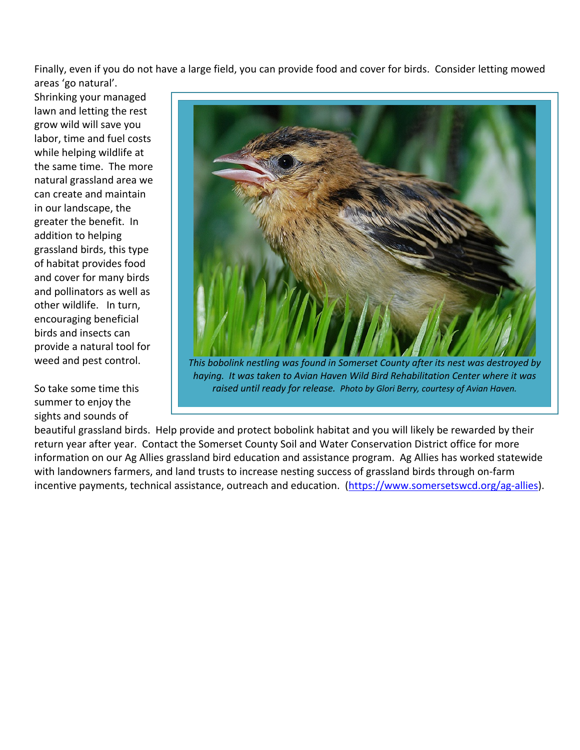Finally, even if you do not have a large field, you can provide food and cover for birds. Consider letting mowed areas 'go natural'. Shrinking your managed lawn and letting the rest grow wild will save you labor, time and fuel costs while helping wildlife at the same time. The more natural grassland area we can create and maintain in our landscape, the greater the benefit. In addition to helping grassland birds, this type of habitat provides food and cover for many birds and pollinators as well as other wildlife. In turn, encouraging beneficial birds and insects can provide a natural tool for weed and pest control.

*This bobolink nestling was found in Somerset County after its nest was destroyed by haying. It was taken to Avian Haven Wild Bird Rehabilitation Center where it was raised until ready for release. Photo by Glori Berry, courtesy of Avian Haven.*

So take some time this summer to enjoy the sights and sounds of beautiful grassland birds. Help provide and protect bobolink habitat and you will likely be rewarded by their return year after year. Contact the Somerset County Soil and Water Conservation District office for more information on our Ag Allies grassland bird education and assistance program. Ag Allies has worked statewide with landowners farmers, and land trusts to increase nesting success of grassland birds through on-farm incentive payments, technical assistance, outreach and education. (https://www.somersetswcd.org/ag-allies).